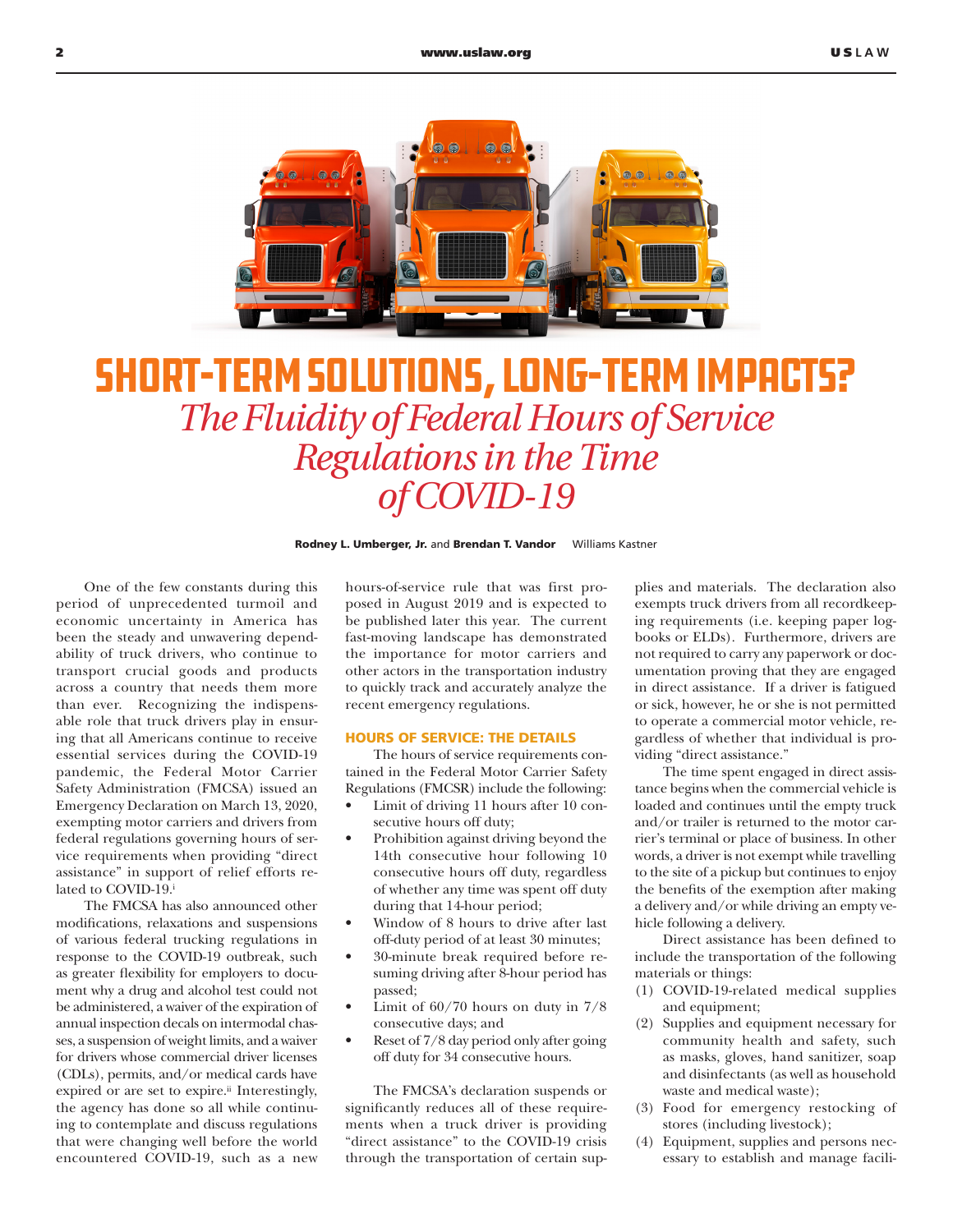# SHORT-TERM SOLUTIONS, LONG-TERM IMPACTS?

## *The Fluidity of Federal Hours of Service Regulations in the Time of COVID-19*

**Rodney L. Umberger, Jr.** and **Brendan T. Vandor** Williams Kastner

One of the few constants during this period of unprecedented turmoil and economic uncertainty in America has been the steady and unwavering dependability of truck drivers, who continue to transport crucial goods and products across a country that needs them more than ever. Recognizing the indispensable role that truck drivers play in ensuring that all Americans continue to receive essential services during the COVID-19 pandemic, the Federal Motor Carrier Safety Administration (FMCSA) issued an Emergency Declaration on March 13, 2020, exempting motor carriers and drivers from federal regulations governing hours of service requirements when providing "direct assistance" in support of relief efforts related to COVID-19.[i]

The FMCSA has also announced other modifications, relaxations and suspensions of various federal trucking regulations in response to the COVID-19 outbreak, such as greater flexibility for employers to document why a drug and alcohol test could not be administered, a waiver of the expiration of annual inspection decals on intermodal chasses, a suspension of weight limits, and a waiver for drivers whose commercial driver licenses (CDLs), permits, and/or medical cards have expired or are set to expire.[ii] Interestingly, the agency has done so all while continuing to contemplate and discuss regulations that were changing well before the world encountered COVID-19, such as a new hours-of-service rule that was first proposed in August 2019 and is expected to be published later this year. The current fast-moving landscape has demonstrated the importance for motor carriers and other actors in the transportation industry to quickly track and accurately analyze the recent emergency regulations.

### HOURS OF SERVICE: THE DETAILS

The hours of service requirements contained in the Federal Motor Carrier Safety Regulations (FMCSR) include the following:

- Limit of driving 11 hours after 10 consecutive hours off duty;
- Prohibition against driving beyond the 14th consecutive hour following 10 consecutive hours off duty, regardless of whether any time was spent off duty during that 14-hour period;
- Window of 8 hours to drive after last off-duty period of at least 30 minutes;
- 30-minute break required before resuming driving after 8-hour period has passed;
- Limit of 60/70 hours on duty in 7/8 consecutive days; and
- Reset of 7/8 day period only after going off duty for 34 consecutive hours.

The FMCSA's declaration suspends or significantly reduces all of these requirements when a truck driver is providing "direct assistance" to the COVID-19 crisis through the transportation of certain supplies and materials. The declaration also exempts truck drivers from all recordkeeping requirements (i.e. keeping paper logbooks or ELDs). Furthermore, drivers are not required to carry any paperwork or documentation proving that they are engaged in direct assistance. If a driver is fatigued or sick, however, he or she is not permitted to operate a commercial motor vehicle, regardless of whether that individual is providing "direct assistance."

The time spent engaged in direct assistance begins when the commercial vehicle is loaded and continues until the empty truck and/or trailer is returned to the motor carrier's terminal or place of business. In other words, a driver is not exempt while travelling to the site of a pickup but continues to enjoy the benefits of the exemption after making a delivery and/or while driving an empty vehicle following a delivery.

Direct assistance has been defined to include the transportation of the following materials or things:

(1) COVID-19-related medical supplies and equipment;
(2) Supplies and equipment necessary for community health and safety, such as masks, gloves, hand sanitizer, soap and disinfectants (as well as household waste and medical waste);
(3) Food for emergency restocking of stores (including livestock);
(4) Equipment, supplies and persons necessary to establish and manage facili-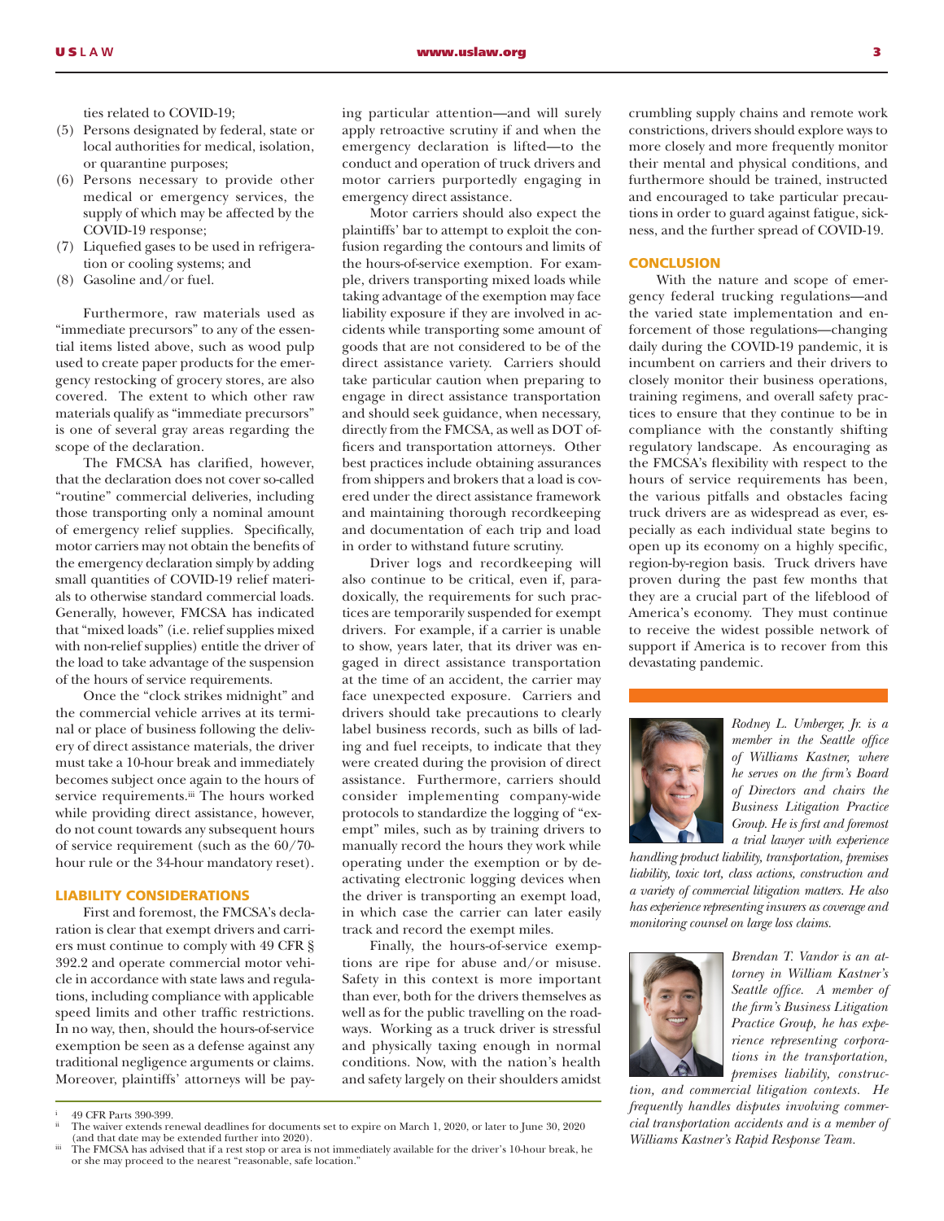ties related to COVID-19;

(5) Persons designated by federal, state or local authorities for medical, isolation, or quarantine purposes;
(6) Persons necessary to provide other medical or emergency services, the supply of which may be affected by the COVID-19 response;
(7) Liquefied gases to be used in refrigeration or cooling systems; and
(8) Gasoline and/or fuel.

Furthermore, raw materials used as "immediate precursors" to any of the essential items listed above, such as wood pulp used to create paper products for the emergency restocking of grocery stores, are also covered. The extent to which other raw materials qualify as "immediate precursors" is one of several gray areas regarding the scope of the declaration.

The FMCSA has clarified, however, that the declaration does not cover so-called "routine" commercial deliveries, including those transporting only a nominal amount of emergency relief supplies. Specifically, motor carriers may not obtain the benefits of the emergency declaration simply by adding small quantities of COVID-19 relief materials to otherwise standard commercial loads. Generally, however, FMCSA has indicated that "mixed loads" (i.e. relief supplies mixed with non-relief supplies) entitle the driver of the load to take advantage of the suspension of the hours of service requirements.

Once the "clock strikes midnight" and the commercial vehicle arrives at its terminal or place of business following the delivery of direct assistance materials, the driver must take a 10-hour break and immediately becomes subject once again to the hours of service requirements.[iii] The hours worked while providing direct assistance, however, do not count towards any subsequent hours of service requirement (such as the 60/70-hour rule or the 34-hour mandatory reset).

## LIABILITY CONSIDERATIONS

First and foremost, the FMCSA's declaration is clear that exempt drivers and carriers must continue to comply with 49 CFR § 392.2 and operate commercial motor vehicle in accordance with state laws and regulations, including compliance with applicable speed limits and other traffic restrictions. In no way, then, should the hours-of-service exemption be seen as a defense against any traditional negligence arguments or claims. Moreover, plaintiffs' attorneys will be paying particular attention—and will surely apply retroactive scrutiny if and when the emergency declaration is lifted—to the conduct and operation of truck drivers and motor carriers purportedly engaging in emergency direct assistance.

Motor carriers should also expect the plaintiffs' bar to attempt to exploit the confusion regarding the contours and limits of the hours-of-service exemption. For example, drivers transporting mixed loads while taking advantage of the exemption may face liability exposure if they are involved in accidents while transporting some amount of goods that are not considered to be of the direct assistance variety. Carriers should take particular caution when preparing to engage in direct assistance transportation and should seek guidance, when necessary, directly from the FMCSA, as well as DOT officers and transportation attorneys. Other best practices include obtaining assurances from shippers and brokers that a load is covered under the direct assistance framework and maintaining thorough recordkeeping and documentation of each trip and load in order to withstand future scrutiny.

Driver logs and recordkeeping will also continue to be critical, even if, paradoxically, the requirements for such practices are temporarily suspended for exempt drivers. For example, if a carrier is unable to show, years later, that its driver was engaged in direct assistance transportation at the time of an accident, the carrier may face unexpected exposure. Carriers and drivers should take precautions to clearly label business records, such as bills of lading and fuel receipts, to indicate that they were created during the provision of direct assistance. Furthermore, carriers should consider implementing company-wide protocols to standardize the logging of "exempt" miles, such as by training drivers to manually record the hours they work while operating under the exemption or by deactivating electronic logging devices when the driver is transporting an exempt load, in which case the carrier can later easily track and record the exempt miles.

Finally, the hours-of-service exemptions are ripe for abuse and/or misuse. Safety in this context is more important than ever, both for the drivers themselves as well as for the public travelling on the roadways. Working as a truck driver is stressful and physically taxing enough in normal conditions. Now, with the nation's health and safety largely on their shoulders amidst crumbling supply chains and remote work constrictions, drivers should explore ways to more closely and more frequently monitor their mental and physical conditions, and furthermore should be trained, instructed and encouraged to take particular precautions in order to guard against fatigue, sickness, and the further spread of COVID-19.

## CONCLUSION

With the nature and scope of emergency federal trucking regulations—and the varied state implementation and enforcement of those regulations—changing daily during the COVID-19 pandemic, it is incumbent on carriers and their drivers to closely monitor their business operations, training regimens, and overall safety practices to ensure that they continue to be in compliance with the constantly shifting regulatory landscape. As encouraging as the FMCSA's flexibility with respect to the hours of service requirements has been, the various pitfalls and obstacles facing truck drivers are as widespread as ever, especially as each individual state begins to open up its economy on a highly specific, region-by-region basis. Truck drivers have proven during the past few months that they are a crucial part of the lifeblood of America's economy. They must continue to receive the widest possible network of support if America is to recover from this devastating pandemic.

*Rodney L. Umberger, Jr. is a member in the Seattle office of Williams Kastner, where he serves on the firm's Board of Directors and chairs the Business Litigation Practice Group. He is first and foremost a trial lawyer with experience handling product liability, transportation, premises liability, toxic tort, class actions, construction and a variety of commercial litigation matters. He also has experience representing insurers as coverage and monitoring counsel on large loss claims.*

*Brendan T. Vandor is an attorney in William Kastner's Seattle office. A member of the firm's Business Litigation Practice Group, he has experience representing corporations in the transportation, premises liability, construction, and commercial litigation contexts. He frequently handles disputes involving commercial transportation accidents and is a member of Williams Kastner's Rapid Response Team.*

---

[i] 49 CFR Parts 390-399.

[ii] The waiver extends renewal deadlines for documents set to expire on March 1, 2020, or later to June 30, 2020 (and that date may be extended further into 2020).

[iii] The FMCSA has advised that if a rest stop or area is not immediately available for the driver's 10-hour break, he or she may proceed to the nearest "reasonable, safe location."